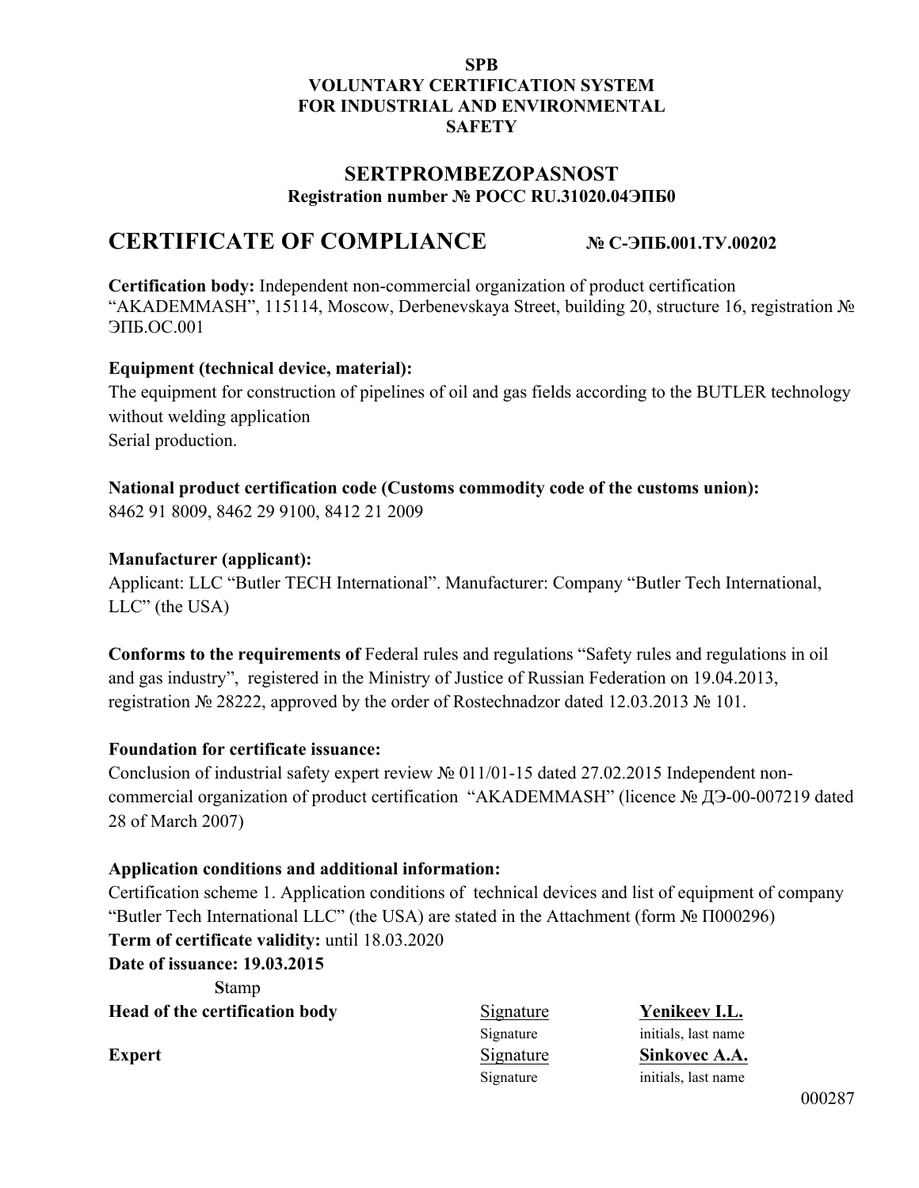**SPB**
**VOLUNTARY CERTIFICATION SYSTEM**
**FOR INDUSTRIAL AND ENVIRONMENTAL**
**SAFETY**

## SERTPROMBEZOPASNOST

**Registration number № РОСС RU.31020.04ЭПБ0**

# CERTIFICATE OF COMPLIANCE **№ С-ЭПБ.001.ТУ.00202**

**Certification body:** Independent non-commercial organization of product certification "AKADEMMASH", 115114, Moscow, Derbenevskaya Street, building 20, structure 16, registration № ЭПБ.ОС.001

**Equipment (technical device, material):**
The equipment for construction of pipelines of oil and gas fields according to the BUTLER technology without welding application
Serial production.

**National product certification code (Customs commodity code of the customs union):**
8462 91 8009, 8462 29 9100, 8412 21 2009

**Manufacturer (applicant):**
Applicant: LLC "Butler TECH International". Manufacturer: Company "Butler Tech International, LLC" (the USA)

**Conforms to the requirements of** Federal rules and regulations "Safety rules and regulations in oil and gas industry", registered in the Ministry of Justice of Russian Federation on 19.04.2013, registration № 28222, approved by the order of Rostechnadzor dated 12.03.2013 № 101.

**Foundation for certificate issuance:**
Conclusion of industrial safety expert review № 011/01-15 dated 27.02.2015 Independent non-commercial organization of product certification "AKADEMMASH" (licence № ДЭ-00-007219 dated 28 of March 2007)

**Application conditions and additional information:**
Certification scheme 1. Application conditions of technical devices and list of equipment of company "Butler Tech International LLC" (the USA) are stated in the Attachment (form № П000296)
**Term of certificate validity:** until 18.03.2020
**Date of issuance: 19.03.2015**

**S**tamp

| | | |
|---|---|---|
| **Head of the certification body** | Signature | **Yenikeev I.L.** |
| | Signature | initials, last name |
| **Expert** | Signature | **Sinkovec A.A.** |
| | Signature | initials, last name |

000287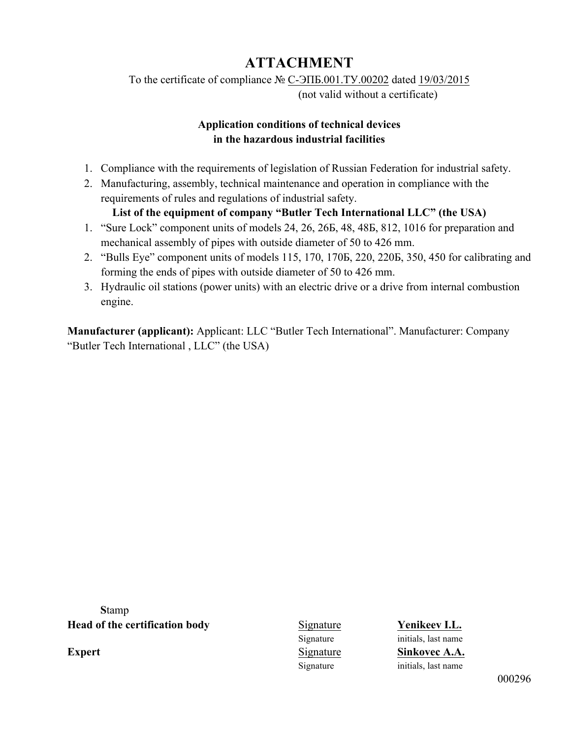# ATTACHMENT

To the certificate of compliance № С-ЭПБ.001.ТУ.00202 dated 19/03/2015
(not valid without a certificate)

**Application conditions of technical devices**
**in the hazardous industrial facilities**

1. Compliance with the requirements of legislation of Russian Federation for industrial safety.
2. Manufacturing, assembly, technical maintenance and operation in compliance with the requirements of rules and regulations of industrial safety.

**List of the equipment of company "Butler Tech International LLC" (the USA)**

1. "Sure Lock" component units of models 24, 26, 26Б, 48, 48Б, 812, 1016 for preparation and mechanical assembly of pipes with outside diameter of 50 to 426 mm.
2. "Bulls Eye" component units of models 115, 170, 170Б, 220, 220Б, 350, 450 for calibrating and forming the ends of pipes with outside diameter of 50 to 426 mm.
3. Hydraulic oil stations (power units) with an electric drive or a drive from internal combustion engine.

**Manufacturer (applicant):** Applicant: LLC "Butler Tech International". Manufacturer: Company "Butler Tech International , LLC" (the USA)

Stamp

| | | |
|---|---|---|
| **Head of the certification body** | Signature | **Yenikeev I.L.** |
| | Signature | initials, last name |
| **Expert** | Signature | **Sinkovec A.A.** |
| | Signature | initials, last name |

000296